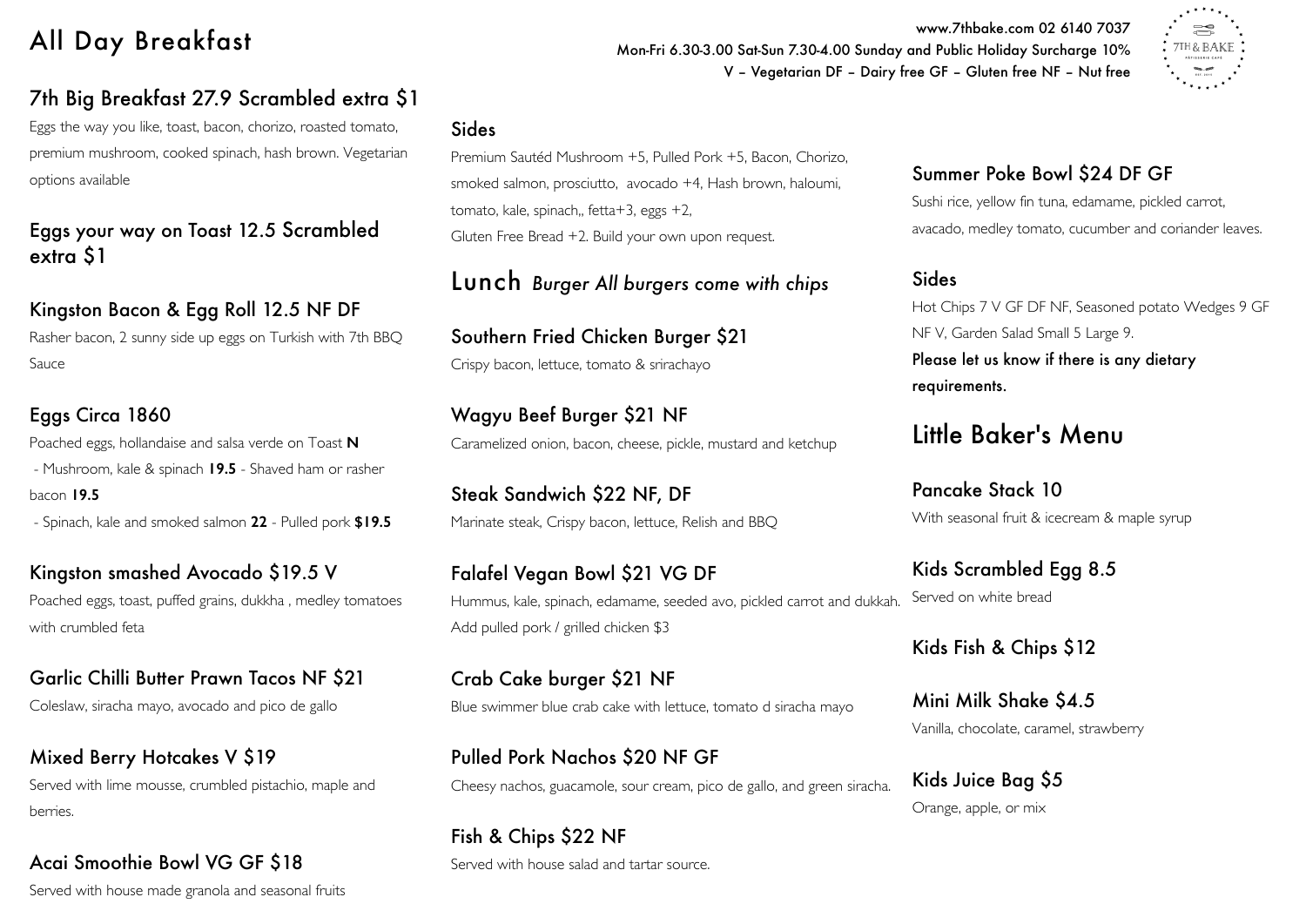# All Day Breakfast

www.7thbake.com 02 6140 7037
Mon-Fri 6.30-3.00 Sat-Sun 7.30-4.00 Sunday and Public Holiday Surcharge 10%
V – Vegetarian DF – Dairy free GF – Gluten free NF – Nut free

## 7th Big Breakfast 27.9 Scrambled extra $1

Eggs the way you like, toast, bacon, chorizo, roasted tomato, premium mushroom, cooked spinach, hash brown. Vegetarian options available

## Eggs your way on Toast 12.5 Scrambled extra $1

## Kingston Bacon & Egg Roll 12.5 NF DF

Rasher bacon, 2 sunny side up eggs on Turkish with 7th BBQ Sauce

## Eggs Circa 1860

Poached eggs, hollandaise and salsa verde on Toast **N**

- Mushroom, kale & spinach **19.5** - Shaved ham or rasher bacon **19.5**
- Spinach, kale and smoked salmon **22** - Pulled pork **$19.5**

## Kingston smashed Avocado $19.5 V

Poached eggs, toast, puffed grains, dukkha , medley tomatoes with crumbled feta

## Garlic Chilli Butter Prawn Tacos NF $21

Coleslaw, siracha mayo, avocado and pico de gallo

## Mixed Berry Hotcakes V $19

Served with lime mousse, crumbled pistachio, maple and berries.

## Acai Smoothie Bowl VG GF $18

Served with house made granola and seasonal fruits

## Sides

Premium Sautéd Mushroom +5, Pulled Pork +5, Bacon, Chorizo, smoked salmon, prosciutto, avocado +4, Hash brown, haloumi, tomato, kale, spinach,, fetta+3, eggs +2,
Gluten Free Bread +2. Build your own upon request.

# Lunch *Burger All burgers come with chips*

## Southern Fried Chicken Burger $21

Crispy bacon, lettuce, tomato & srirachayo

## Wagyu Beef Burger $21 NF

Caramelized onion, bacon, cheese, pickle, mustard and ketchup

## Steak Sandwich $22 NF, DF

Marinate steak, Crispy bacon, lettuce, Relish and BBQ

## Falafel Vegan Bowl $21 VG DF

Hummus, kale, spinach, edamame, seeded avo, pickled carrot and dukkah.
Add pulled pork / grilled chicken $3

## Crab Cake burger $21 NF

Blue swimmer blue crab cake with lettuce, tomato d siracha mayo

## Pulled Pork Nachos $20 NF GF

Cheesy nachos, guacamole, sour cream, pico de gallo, and green siracha.

## Fish & Chips $22 NF

Served with house salad and tartar source.

## Summer Poke Bowl $24 DF GF

Sushi rice, yellow fin tuna, edamame, pickled carrot, avacado, medley tomato, cucumber and coriander leaves.

## Sides

Hot Chips 7 V GF DF NF, Seasoned potato Wedges 9 GF NF V, Garden Salad Small 5 Large 9.

Please let us know if there is any dietary requirements.

# Little Baker's Menu

## Pancake Stack 10

With seasonal fruit & icecream & maple syrup

## Kids Scrambled Egg 8.5

Served on white bread

## Kids Fish & Chips $12

## Mini Milk Shake $4.5

Vanilla, chocolate, caramel, strawberry

## Kids Juice Bag $5

Orange, apple, or mix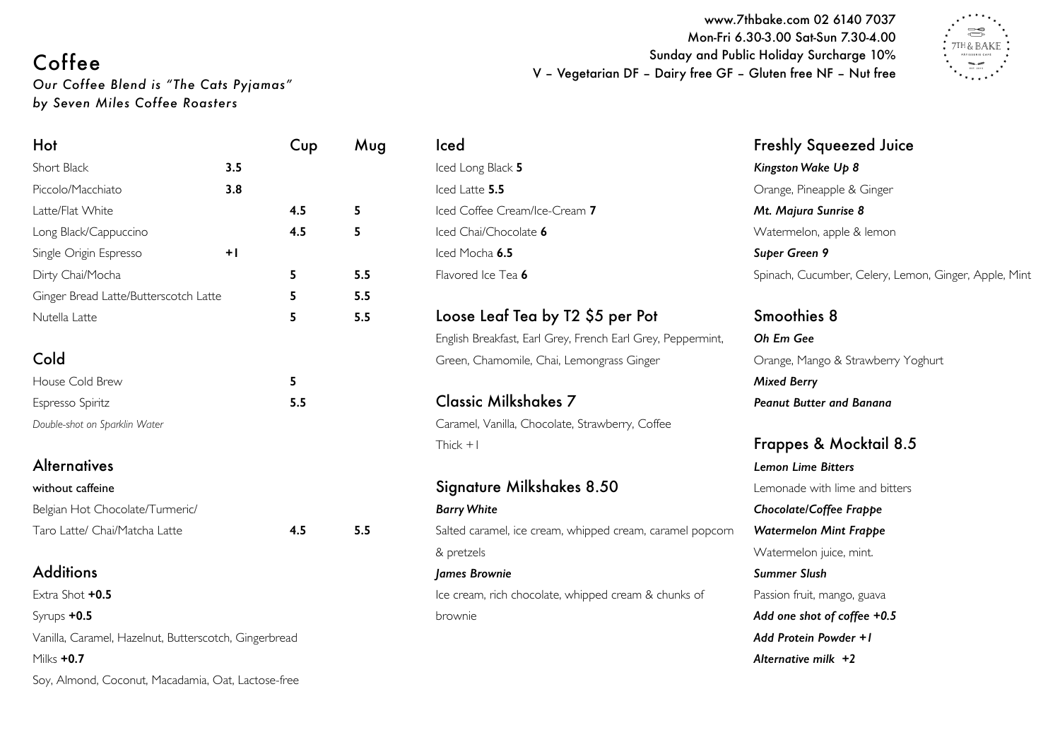# Coffee

*Our Coffee Blend is "The Cats Pyjamas" by Seven Miles Coffee Roasters*

www.7thbake.com 02 6140 7037
Mon-Fri 6.30-3.00 Sat-Sun 7.30-4.00
Sunday and Public Holiday Surcharge 10%
V – Vegetarian DF – Dairy free GF – Gluten free NF – Nut free

## Hot

| Hot | | Cup | Mug |
|---|---|---|---|
| Short Black | 3.5 | | |
| Piccolo/Macchiato | 3.8 | | |
| Latte/Flat White | | 4.5 | 5 |
| Long Black/Cappuccino | | 4.5 | 5 |
| Single Origin Espresso | +1 | | |
| Dirty Chai/Mocha | | 5 | 5.5 |
| Ginger Bread Latte/Butterscotch Latte | | 5 | 5.5 |
| Nutella Latte | | 5 | 5.5 |

## Cold

| | | |
|---|---|---|
| House Cold Brew | 5 | |
| Espresso Spiritz | 5.5 | |

*Double-shot on Sparklin Water*

## Alternatives

without caffeine

| | | |
|---|---|---|
| Belgian Hot Chocolate/Turmeric/ Taro Latte/ Chai/Matcha Latte | 4.5 | 5.5 |

## Additions

Extra Shot **+0.5**

Syrups **+0.5**

Vanilla, Caramel, Hazelnut, Butterscotch, Gingerbread

Milks **+0.7**

Soy, Almond, Coconut, Macadamia, Oat, Lactose-free

## Iced

Iced Long Black **5**

Iced Latte **5.5**

Iced Coffee Cream/Ice-Cream **7**

Iced Chai/Chocolate **6**

Iced Mocha **6.5**

Flavored Ice Tea **6**

## Loose Leaf Tea by T2 $5 per Pot

English Breakfast, Earl Grey, French Earl Grey, Peppermint, Green, Chamomile, Chai, Lemongrass Ginger

## Classic Milkshakes 7

Caramel, Vanilla, Chocolate, Strawberry, Coffee

Thick +1

## Signature Milkshakes 8.50

***Barry White***

Salted caramel, ice cream, whipped cream, caramel popcorn & pretzels

***James Brownie***

Ice cream, rich chocolate, whipped cream & chunks of brownie

## Freshly Squeezed Juice

***Kingston Wake Up 8***

Orange, Pineapple & Ginger

***Mt. Majura Sunrise 8***

Watermelon, apple & lemon

***Super Green 9***

Spinach, Cucumber, Celery, Lemon, Ginger, Apple, Mint

## Smoothies 8

***Oh Em Gee***

Orange, Mango & Strawberry Yoghurt

***Mixed Berry***

***Peanut Butter and Banana***

## Frappes & Mocktail 8.5

***Lemon Lime Bitters***

Lemonade with lime and bitters

***Chocolate/Coffee Frappe***

***Watermelon Mint Frappe***

Watermelon juice, mint.

***Summer Slush***

Passion fruit, mango, guava

***Add one shot of coffee +0.5***

***Add Protein Powder +1***

***Alternative milk +2***